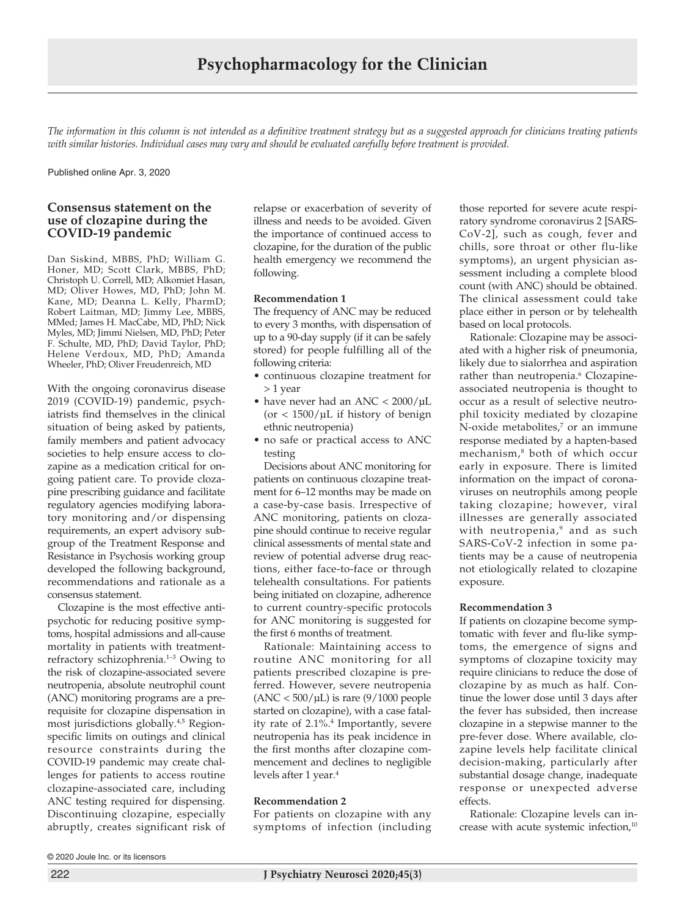# Psychopharmacology for the Clinician

*The information in this column is not intended as a definitive treatment strategy but as a suggested approach for clinicians treating patients with similar histories. Individual cases may vary and should be evaluated carefully before treatment is provided.*

Published online Apr. 3, 2020

## Consensus statement on the use of clozapine during the COVID-19 pandemic

Dan Siskind, MBBS, PhD; William G. Honer, MD; Scott Clark, MBBS, PhD; Christoph U. Correll, MD; Alkomiet Hasan, MD; Oliver Howes, MD, PhD; John M. Kane, MD; Deanna L. Kelly, PharmD; Robert Laitman, MD; Jimmy Lee, MBBS, MMed; James H. MacCabe, MD, PhD; Nick Myles, MD; Jimmi Nielsen, MD, PhD; Peter F. Schulte, MD, PhD; David Taylor, PhD; Helene Verdoux, MD, PhD; Amanda Wheeler, PhD; Oliver Freudenreich, MD

With the ongoing coronavirus disease 2019 (COVID-19) pandemic, psychiatrists find themselves in the clinical situation of being asked by patients, family members and patient advocacy societies to help ensure access to clozapine as a medication critical for ongoing patient care. To provide clozapine prescribing guidance and facilitate regulatory agencies modifying laboratory monitoring and/or dispensing requirements, an expert advisory subgroup of the Treatment Response and Resistance in Psychosis working group developed the following background, recommendations and rationale as a consensus statement.

Clozapine is the most effective antipsychotic for reducing positive symptoms, hospital admissions and all-cause mortality in patients with treatment-refractory schizophrenia.[1–3] Owing to the risk of clozapine-associated severe neutropenia, absolute neutrophil count (ANC) monitoring programs are a prerequisite for clozapine dispensation in most jurisdictions globally.[4,5] Region-specific limits on outings and clinical resource constraints during the COVID-19 pandemic may create challenges for patients to access routine clozapine-associated care, including ANC testing required for dispensing. Discontinuing clozapine, especially abruptly, creates significant risk of relapse or exacerbation of severity of illness and needs to be avoided. Given the importance of continued access to clozapine, for the duration of the public health emergency we recommend the following.

### Recommendation 1

The frequency of ANC may be reduced to every 3 months, with dispensation of up to a 90-day supply (if it can be safely stored) for people fulfilling all of the following criteria:

- continuous clozapine treatment for > 1 year
- have never had an ANC < 2000/μL (or < 1500/μL if history of benign ethnic neutropenia)
- no safe or practical access to ANC testing

Decisions about ANC monitoring for patients on continuous clozapine treatment for 6–12 months may be made on a case-by-case basis. Irrespective of ANC monitoring, patients on clozapine should continue to receive regular clinical assessments of mental state and review of potential adverse drug reactions, either face-to-face or through telehealth consultations. For patients being initiated on clozapine, adherence to current country-specific protocols for ANC monitoring is suggested for the first 6 months of treatment.

Rationale: Maintaining access to routine ANC monitoring for all patients prescribed clozapine is preferred. However, severe neutropenia (ANC < 500/μL) is rare (9/1000 people started on clozapine), with a case fatality rate of 2.1%.[4] Importantly, severe neutropenia has its peak incidence in the first months after clozapine commencement and declines to negligible levels after 1 year.[4]

### Recommendation 2

For patients on clozapine with any symptoms of infection (including those reported for severe acute respiratory syndrome coronavirus 2 [SARS-CoV-2], such as cough, fever and chills, sore throat or other flu-like symptoms), an urgent physician assessment including a complete blood count (with ANC) should be obtained. The clinical assessment could take place either in person or by telehealth based on local protocols.

Rationale: Clozapine may be associated with a higher risk of pneumonia, likely due to sialorrhea and aspiration rather than neutropenia.[6] Clozapine-associated neutropenia is thought to occur as a result of selective neutrophil toxicity mediated by clozapine N-oxide metabolites,[7] or an immune response mediated by a hapten-based mechanism,[8] both of which occur early in exposure. There is limited information on the impact of coronaviruses on neutrophils among people taking clozapine; however, viral illnesses are generally associated with neutropenia,[9] and as such SARS-CoV-2 infection in some patients may be a cause of neutropenia not etiologically related to clozapine exposure.

### Recommendation 3

If patients on clozapine become symptomatic with fever and flu-like symptoms, the emergence of signs and symptoms of clozapine toxicity may require clinicians to reduce the dose of clozapine by as much as half. Continue the lower dose until 3 days after the fever has subsided, then increase clozapine in a stepwise manner to the pre-fever dose. Where available, clozapine levels help facilitate clinical decision-making, particularly after substantial dosage change, inadequate response or unexpected adverse effects.

Rationale: Clozapine levels can increase with acute systemic infection,[10]

© 2020 Joule Inc. or its licensors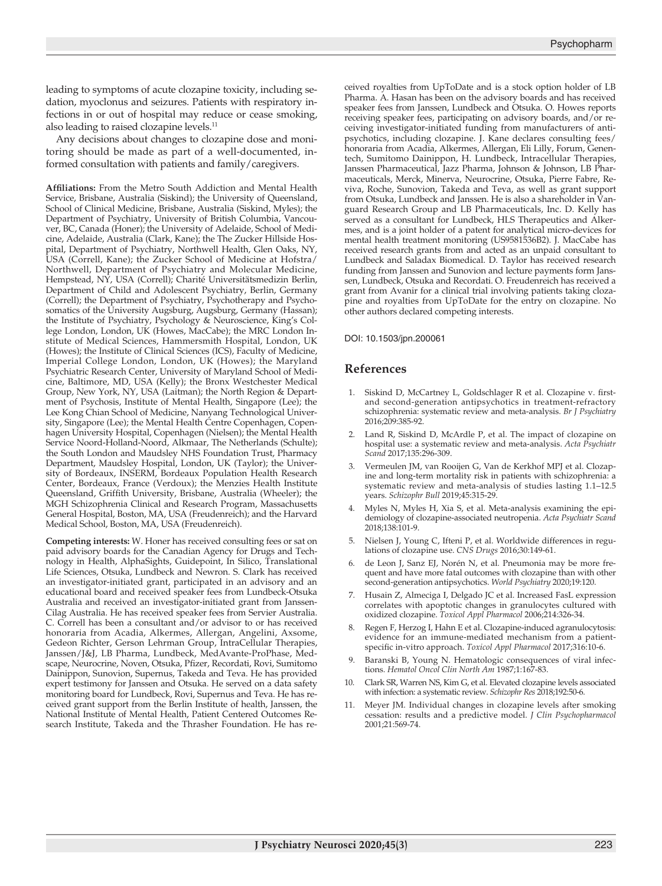leading to symptoms of acute clozapine toxicity, including sedation, myoclonus and seizures. Patients with respiratory infections in or out of hospital may reduce or cease smoking, also leading to raised clozapine levels.[11]

Any decisions about changes to clozapine dose and monitoring should be made as part of a well-documented, informed consultation with patients and family/caregivers.

**Affiliations:** From the Metro South Addiction and Mental Health Service, Brisbane, Australia (Siskind); the University of Queensland, School of Clinical Medicine, Brisbane, Australia (Siskind, Myles); the Department of Psychiatry, University of British Columbia, Vancouver, BC, Canada (Honer); the University of Adelaide, School of Medicine, Adelaide, Australia (Clark, Kane); the The Zucker Hillside Hospital, Department of Psychiatry, Northwell Health, Glen Oaks, NY, USA (Correll, Kane); the Zucker School of Medicine at Hofstra/Northwell, Department of Psychiatry and Molecular Medicine, Hempstead, NY, USA (Correll); Charité Universitätsmedizin Berlin, Department of Child and Adolescent Psychiatry, Berlin, Germany (Correll); the Department of Psychiatry, Psychotherapy and Psychosomatics of the University Augsburg, Augsburg, Germany (Hassan); the Institute of Psychiatry, Psychology & Neuroscience, King's College London, London, UK (Howes, MacCabe); the MRC London Institute of Medical Sciences, Hammersmith Hospital, London, UK (Howes); the Institute of Clinical Sciences (ICS), Faculty of Medicine, Imperial College London, London, UK (Howes); the Maryland Psychiatric Research Center, University of Maryland School of Medicine, Baltimore, MD, USA (Kelly); the Bronx Westchester Medical Group, New York, NY, USA (Laitman); the North Region & Department of Psychosis, Institute of Mental Health, Singapore (Lee); the Lee Kong Chian School of Medicine, Nanyang Technological University, Singapore (Lee); the Mental Health Centre Copenhagen, Copenhagen University Hospital, Copenhagen (Nielsen); the Mental Health Service Noord-Holland-Noord, Alkmaar, The Netherlands (Schulte); the South London and Maudsley NHS Foundation Trust, Pharmacy Department, Maudsley Hospital, London, UK (Taylor); the University of Bordeaux, INSERM, Bordeaux Population Health Research Center, Bordeaux, France (Verdoux); the Menzies Health Institute Queensland, Griffith University, Brisbane, Australia (Wheeler); the MGH Schizophrenia Clinical and Research Program, Massachusetts General Hospital, Boston, MA, USA (Freudenreich); and the Harvard Medical School, Boston, MA, USA (Freudenreich).

**Competing interests:** W. Honer has received consulting fees or sat on paid advisory boards for the Canadian Agency for Drugs and Technology in Health, AlphaSights, Guidepoint, In Silico, Translational Life Sciences, Otsuka, Lundbeck and Newron. S. Clark has received an investigator-initiated grant, participated in an advisory and an educational board and received speaker fees from Lundbeck-Otsuka Australia and received an investigator-initiated grant from Janssen-Cilag Australia. He has received speaker fees from Servier Australia. C. Correll has been a consultant and/or advisor to or has received honoraria from Acadia, Alkermes, Allergan, Angelini, Axsome, Gedeon Richter, Gerson Lehrman Group, IntraCellular Therapies, Janssen/J&J, LB Pharma, Lundbeck, MedAvante-ProPhase, Medscape, Neurocrine, Noven, Otsuka, Pfizer, Recordati, Rovi, Sumitomo Dainippon, Sunovion, Supernus, Takeda and Teva. He has provided expert testimony for Janssen and Otsuka. He served on a data safety monitoring board for Lundbeck, Rovi, Supernus and Teva. He has received grant support from the Berlin Institute of health, Janssen, the National Institute of Mental Health, Patient Centered Outcomes Research Institute, Takeda and the Thrasher Foundation. He has received royalties from UpToDate and is a stock option holder of LB Pharma. A. Hasan has been on the advisory boards and has received speaker fees from Janssen, Lundbeck and Otsuka. O. Howes reports receiving speaker fees, participating on advisory boards, and/or receiving investigator-initiated funding from manufacturers of antipsychotics, including clozapine. J. Kane declares consulting fees/honoraria from Acadia, Alkermes, Allergan, Eli Lilly, Forum, Genentech, Sumitomo Dainippon, H. Lundbeck, Intracellular Therapies, Janssen Pharmaceutical, Jazz Pharma, Johnson & Johnson, LB Pharmaceuticals, Merck, Minerva, Neurocrine, Otsuka, Pierre Fabre, Reviva, Roche, Sunovion, Takeda and Teva, as well as grant support from Otsuka, Lundbeck and Janssen. He is also a shareholder in Vanguard Research Group and LB Pharmaceuticals, Inc. D. Kelly has served as a consultant for Lundbeck, HLS Therapeutics and Alkermes, and is a joint holder of a patent for analytical micro-devices for mental health treatment monitoring (US9581536B2). J. MacCabe has received research grants from and acted as an unpaid consultant to Lundbeck and Saladax Biomedical. D. Taylor has received research funding from Janssen and Sunovion and lecture payments form Janssen, Lundbeck, Otsuka and Recordati. O. Freudenreich has received a grant from Avanir for a clinical trial involving patients taking clozapine and royalties from UpToDate for the entry on clozapine. No other authors declared competing interests.

DOI: 10.1503/jpn.200061

## References

1. Siskind D, McCartney L, Goldschlager R et al. Clozapine v. first- and second-generation antipsychotics in treatment-refractory schizophrenia: systematic review and meta-analysis. *Br J Psychiatry* 2016;209:385-92.
2. Land R, Siskind D, McArdle P, et al. The impact of clozapine on hospital use: a systematic review and meta-analysis. *Acta Psychiatr Scand* 2017;135:296-309.
3. Vermeulen JM, van Rooijen G, Van de Kerkhof MPJ et al. Clozapine and long-term mortality risk in patients with schizophrenia: a systematic review and meta-analysis of studies lasting 1.1–12.5 years. *Schizophr Bull* 2019;45:315-29.
4. Myles N, Myles H, Xia S, et al. Meta-analysis examining the epidemiology of clozapine-associated neutropenia. *Acta Psychiatr Scand* 2018;138:101-9.
5. Nielsen J, Young C, Ifteni P, et al. Worldwide differences in regulations of clozapine use. *CNS Drugs* 2016;30:149-61.
6. de Leon J, Sanz EJ, Norén N, et al. Pneumonia may be more frequent and have more fatal outcomes with clozapine than with other second-generation antipsychotics. *World Psychiatry* 2020;19:120.
7. Husain Z, Almeciga I, Delgado JC et al. Increased FasL expression correlates with apoptotic changes in granulocytes cultured with oxidized clozapine. *Toxicol Appl Pharmacol* 2006;214:326-34.
8. Regen F, Herzog I, Hahn E et al. Clozapine-induced agranulocytosis: evidence for an immune-mediated mechanism from a patient-specific in-vitro approach. *Toxicol Appl Pharmacol* 2017;316:10-6.
9. Baranski B, Young N. Hematologic consequences of viral infections. *Hematol Oncol Clin North Am* 1987;1:167-83.
10. Clark SR, Warren NS, Kim G, et al. Elevated clozapine levels associated with infection: a systematic review. *Schizophr Res* 2018;192:50-6.
11. Meyer JM. Individual changes in clozapine levels after smoking cessation: results and a predictive model. *J Clin Psychopharmacol* 2001;21:569-74.